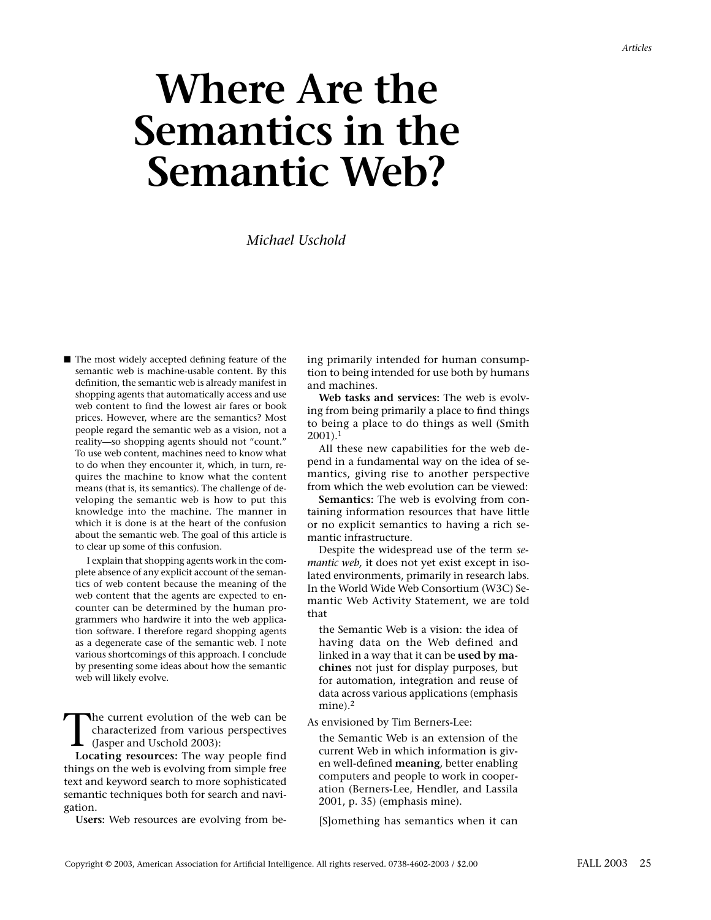# Where Are the Semantics in the Semantic Web?

*Michael Uschold*

■ The most widely accepted defining feature of the semantic web is machine-usable content. By this definition, the semantic web is already manifest in shopping agents that automatically access and use web content to find the lowest air fares or book prices. However, where are the semantics? Most people regard the semantic web as a vision, not a reality—so shopping agents should not "count." To use web content, machines need to know what to do when they encounter it, which, in turn, requires the machine to know what the content means (that is, its semantics). The challenge of developing the semantic web is how to put this knowledge into the machine. The manner in which it is done is at the heart of the confusion about the semantic web. The goal of this article is to clear up some of this confusion.

I explain that shopping agents work in the complete absence of any explicit account of the semantics of web content because the meaning of the web content that the agents are expected to encounter can be determined by the human programmers who hardwire it into the web application software. I therefore regard shopping agents as a degenerate case of the semantic web. I note various shortcomings of this approach. I conclude by presenting some ideas about how the semantic web will likely evolve.

The current evolution of the web can be characterized from various perspectives (Jasper and Uschold 2003):

**Locating resources:** The way people find things on the web is evolving from simple free text and keyword search to more sophisticated semantic techniques both for search and navigation.

**Users:** Web resources are evolving from being primarily intended for human consumption to being intended for use both by humans and machines.

**Web tasks and services:** The web is evolving from being primarily a place to find things to being a place to do things as well (Smith 2001).[1]

All these new capabilities for the web depend in a fundamental way on the idea of semantics, giving rise to another perspective from which the web evolution can be viewed:

**Semantics:** The web is evolving from containing information resources that have little or no explicit semantics to having a rich semantic infrastructure.

Despite the widespread use of the term *semantic web,* it does not yet exist except in isolated environments, primarily in research labs. In the World Wide Web Consortium (W3C) Semantic Web Activity Statement, we are told that

> the Semantic Web is a vision: the idea of having data on the Web defined and linked in a way that it can be **used by machines** not just for display purposes, but for automation, integration and reuse of data across various applications (emphasis mine).[2]

As envisioned by Tim Berners-Lee:

> the Semantic Web is an extension of the current Web in which information is given well-defined **meaning**, better enabling computers and people to work in cooperation (Berners-Lee, Hendler, and Lassila 2001, p. 35) (emphasis mine).
>
> [S]omething has semantics when it can

Copyright © 2003, American Association for Artificial Intelligence. All rights reserved. 0738-4602-2003 / $2.00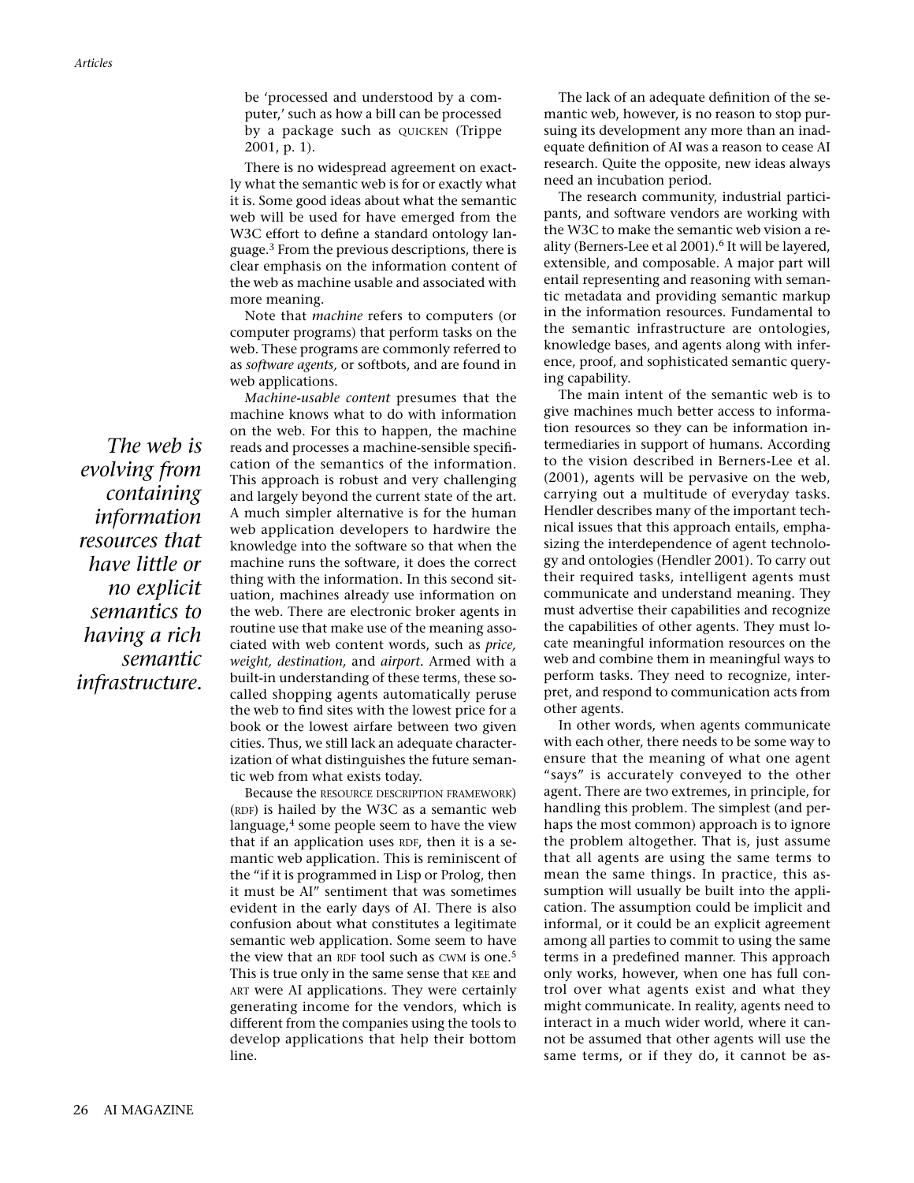be 'processed and understood by a computer,' such as how a bill can be processed by a package such as QUICKEN (Trippe 2001, p. 1).

There is no widespread agreement on exactly what the semantic web is for or exactly what it is. Some good ideas about what the semantic web will be used for have emerged from the W3C effort to define a standard ontology language.[3] From the previous descriptions, there is clear emphasis on the information content of the web as machine usable and associated with more meaning.

Note that *machine* refers to computers (or computer programs) that perform tasks on the web. These programs are commonly referred to as *software agents,* or softbots, and are found in web applications.

*Machine-usable content* presumes that the machine knows what to do with information on the web. For this to happen, the machine reads and processes a machine-sensible specification of the semantics of the information. This approach is robust and very challenging and largely beyond the current state of the art. A much simpler alternative is for the human web application developers to hardwire the knowledge into the software so that when the machine runs the software, it does the correct thing with the information. In this second situation, machines already use information on the web. There are electronic broker agents in routine use that make use of the meaning associated with web content words, such as *price, weight, destination,* and *airport.* Armed with a built-in understanding of these terms, these so-called shopping agents automatically peruse the web to find sites with the lowest price for a book or the lowest airfare between two given cities. Thus, we still lack an adequate characterization of what distinguishes the future semantic web from what exists today.

*The web is evolving from containing information resources that have little or no explicit semantics to having a rich semantic infrastructure.*

Because the RESOURCE DESCRIPTION FRAMEWORK) (RDF) is hailed by the W3C as a semantic web language,[4] some people seem to have the view that if an application uses RDF, then it is a semantic web application. This is reminiscent of the "if it is programmed in Lisp or Prolog, then it must be AI" sentiment that was sometimes evident in the early days of AI. There is also confusion about what constitutes a legitimate semantic web application. Some seem to have the view that an RDF tool such as CWM is one.[5] This is true only in the same sense that KEE and ART were AI applications. They were certainly generating income for the vendors, which is different from the companies using the tools to develop applications that help their bottom line.

The lack of an adequate definition of the semantic web, however, is no reason to stop pursuing its development any more than an inadequate definition of AI was a reason to cease AI research. Quite the opposite, new ideas always need an incubation period.

The research community, industrial participants, and software vendors are working with the W3C to make the semantic web vision a reality (Berners-Lee et al 2001).[6] It will be layered, extensible, and composable. A major part will entail representing and reasoning with semantic metadata and providing semantic markup in the information resources. Fundamental to the semantic infrastructure are ontologies, knowledge bases, and agents along with inference, proof, and sophisticated semantic querying capability.

The main intent of the semantic web is to give machines much better access to information resources so they can be information intermediaries in support of humans. According to the vision described in Berners-Lee et al. (2001), agents will be pervasive on the web, carrying out a multitude of everyday tasks. Hendler describes many of the important technical issues that this approach entails, emphasizing the interdependence of agent technology and ontologies (Hendler 2001). To carry out their required tasks, intelligent agents must communicate and understand meaning. They must advertise their capabilities and recognize the capabilities of other agents. They must locate meaningful information resources on the web and combine them in meaningful ways to perform tasks. They need to recognize, interpret, and respond to communication acts from other agents.

In other words, when agents communicate with each other, there needs to be some way to ensure that the meaning of what one agent "says" is accurately conveyed to the other agent. There are two extremes, in principle, for handling this problem. The simplest (and perhaps the most common) approach is to ignore the problem altogether. That is, just assume that all agents are using the same terms to mean the same things. In practice, this assumption will usually be built into the application. The assumption could be implicit and informal, or it could be an explicit agreement among all parties to commit to using the same terms in a predefined manner. This approach only works, however, when one has full control over what agents exist and what they might communicate. In reality, agents need to interact in a much wider world, where it cannot be assumed that other agents will use the same terms, or if they do, it cannot be as-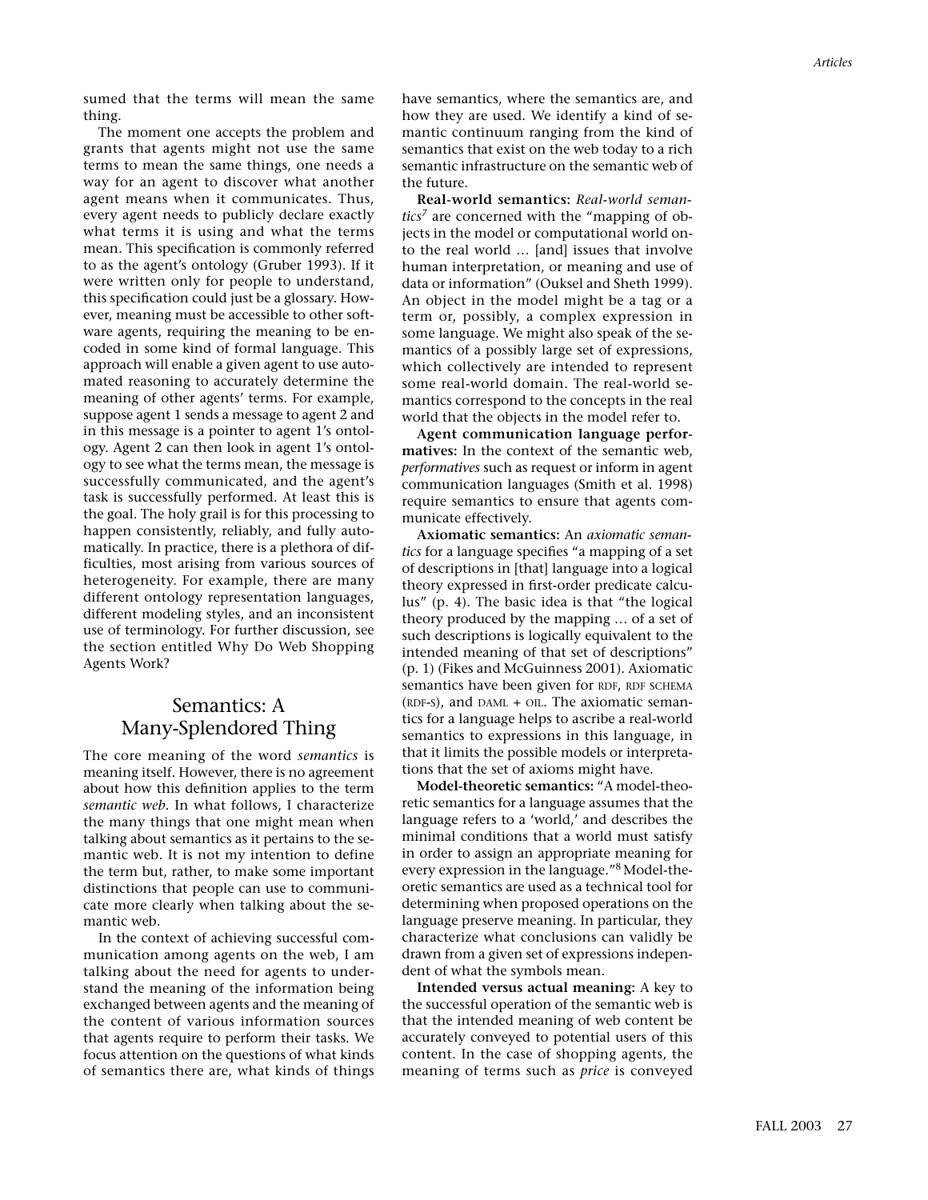sumed that the terms will mean the same thing.

The moment one accepts the problem and grants that agents might not use the same terms to mean the same things, one needs a way for an agent to discover what another agent means when it communicates. Thus, every agent needs to publicly declare exactly what terms it is using and what the terms mean. This specification is commonly referred to as the agent's ontology (Gruber 1993). If it were written only for people to understand, this specification could just be a glossary. However, meaning must be accessible to other software agents, requiring the meaning to be encoded in some kind of formal language. This approach will enable a given agent to use automated reasoning to accurately determine the meaning of other agents' terms. For example, suppose agent 1 sends a message to agent 2 and in this message is a pointer to agent 1's ontology. Agent 2 can then look in agent 1's ontology to see what the terms mean, the message is successfully communicated, and the agent's task is successfully performed. At least this is the goal. The holy grail is for this processing to happen consistently, reliably, and fully automatically. In practice, there is a plethora of difficulties, most arising from various sources of heterogeneity. For example, there are many different ontology representation languages, different modeling styles, and an inconsistent use of terminology. For further discussion, see the section entitled Why Do Web Shopping Agents Work?

## Semantics: A Many-Splendored Thing

The core meaning of the word *semantics* is meaning itself. However, there is no agreement about how this definition applies to the term *semantic web*. In what follows, I characterize the many things that one might mean when talking about semantics as it pertains to the semantic web. It is not my intention to define the term but, rather, to make some important distinctions that people can use to communicate more clearly when talking about the semantic web.

In the context of achieving successful communication among agents on the web, I am talking about the need for agents to understand the meaning of the information being exchanged between agents and the meaning of the content of various information sources that agents require to perform their tasks. We focus attention on the questions of what kinds of semantics there are, what kinds of things have semantics, where the semantics are, and how they are used. We identify a kind of semantic continuum ranging from the kind of semantics that exist on the web today to a rich semantic infrastructure on the semantic web of the future.

**Real-world semantics:** *Real-world semantics*[7] are concerned with the "mapping of objects in the model or computational world onto the real world … [and] issues that involve human interpretation, or meaning and use of data or information" (Ouksel and Sheth 1999). An object in the model might be a tag or a term or, possibly, a complex expression in some language. We might also speak of the semantics of a possibly large set of expressions, which collectively are intended to represent some real-world domain. The real-world semantics correspond to the concepts in the real world that the objects in the model refer to.

**Agent communication language performatives:** In the context of the semantic web, *performatives* such as request or inform in agent communication languages (Smith et al. 1998) require semantics to ensure that agents communicate effectively.

**Axiomatic semantics:** An *axiomatic semantics* for a language specifies "a mapping of a set of descriptions in [that] language into a logical theory expressed in first-order predicate calculus" (p. 4). The basic idea is that "the logical theory produced by the mapping … of a set of such descriptions is logically equivalent to the intended meaning of that set of descriptions" (p. 1) (Fikes and McGuinness 2001). Axiomatic semantics have been given for RDF, RDF SCHEMA (RDF-S), and DAML + OIL. The axiomatic semantics for a language helps to ascribe a real-world semantics to expressions in this language, in that it limits the possible models or interpretations that the set of axioms might have.

**Model-theoretic semantics:** "A model-theoretic semantics for a language assumes that the language refers to a 'world,' and describes the minimal conditions that a world must satisfy in order to assign an appropriate meaning for every expression in the language."[8] Model-theoretic semantics are used as a technical tool for determining when proposed operations on the language preserve meaning. In particular, they characterize what conclusions can validly be drawn from a given set of expressions independent of what the symbols mean.

**Intended versus actual meaning:** A key to the successful operation of the semantic web is that the intended meaning of web content be accurately conveyed to potential users of this content. In the case of shopping agents, the meaning of terms such as *price* is conveyed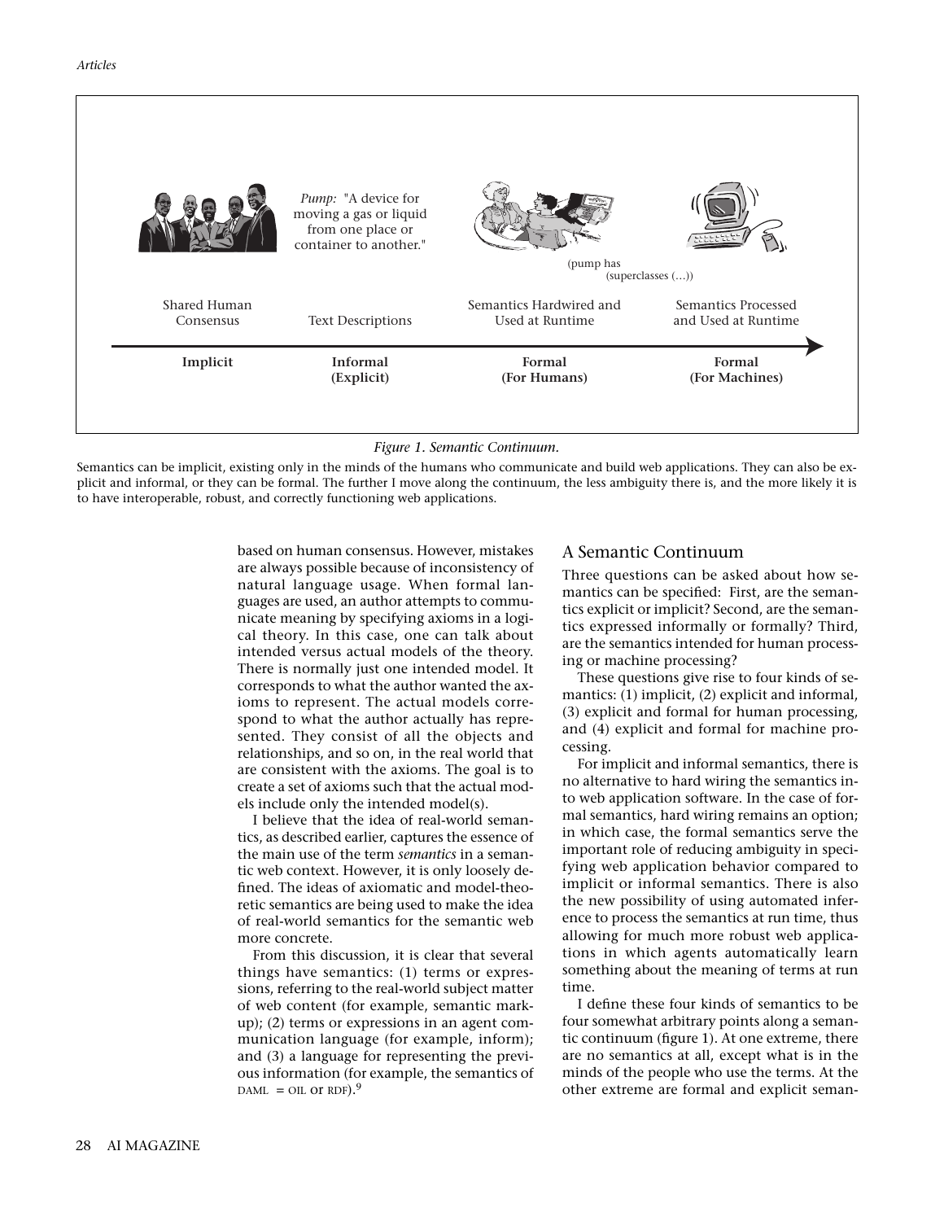Pump: "A device for moving a gas or liquid from one place or container to another."

(pump has (superclasses (…))

| Shared Human Consensus | Text Descriptions | Semantics Hardwired and Used at Runtime | Semantics Processed and Used at Runtime |
|---|---|---|---|
| **Implicit** | **Informal (Explicit)** | **Formal (For Humans)** | **Formal (For Machines)** |

*Figure 1. Semantic Continuum.*

Semantics can be implicit, existing only in the minds of the humans who communicate and build web applications. They can also be explicit and informal, or they can be formal. The further I move along the continuum, the less ambiguity there is, and the more likely it is to have interoperable, robust, and correctly functioning web applications.

based on human consensus. However, mistakes are always possible because of inconsistency of natural language usage. When formal languages are used, an author attempts to communicate meaning by specifying axioms in a logical theory. In this case, one can talk about intended versus actual models of the theory. There is normally just one intended model. It corresponds to what the author wanted the axioms to represent. The actual models correspond to what the author actually has represented. They consist of all the objects and relationships, and so on, in the real world that are consistent with the axioms. The goal is to create a set of axioms such that the actual models include only the intended model(s).

I believe that the idea of real-world semantics, as described earlier, captures the essence of the main use of the term *semantics* in a semantic web context. However, it is only loosely defined. The ideas of axiomatic and model-theoretic semantics are being used to make the idea of real-world semantics for the semantic web more concrete.

From this discussion, it is clear that several things have semantics: (1) terms or expressions, referring to the real-world subject matter of web content (for example, semantic markup); (2) terms or expressions in an agent communication language (for example, inform); and (3) a language for representing the previous information (for example, the semantics of DAML + OIL or RDF).[9]

## A Semantic Continuum

Three questions can be asked about how semantics can be specified: First, are the semantics explicit or implicit? Second, are the semantics expressed informally or formally? Third, are the semantics intended for human processing or machine processing?

These questions give rise to four kinds of semantics: (1) implicit, (2) explicit and informal, (3) explicit and formal for human processing, and (4) explicit and formal for machine processing.

For implicit and informal semantics, there is no alternative to hard wiring the semantics into web application software. In the case of formal semantics, hard wiring remains an option; in which case, the formal semantics serve the important role of reducing ambiguity in specifying web application behavior compared to implicit or informal semantics. There is also the new possibility of using automated inference to process the semantics at run time, thus allowing for much more robust web applications in which agents automatically learn something about the meaning of terms at run time.

I define these four kinds of semantics to be four somewhat arbitrary points along a semantic continuum (figure 1). At one extreme, there are no semantics at all, except what is in the minds of the people who use the terms. At the other extreme are formal and explicit seman-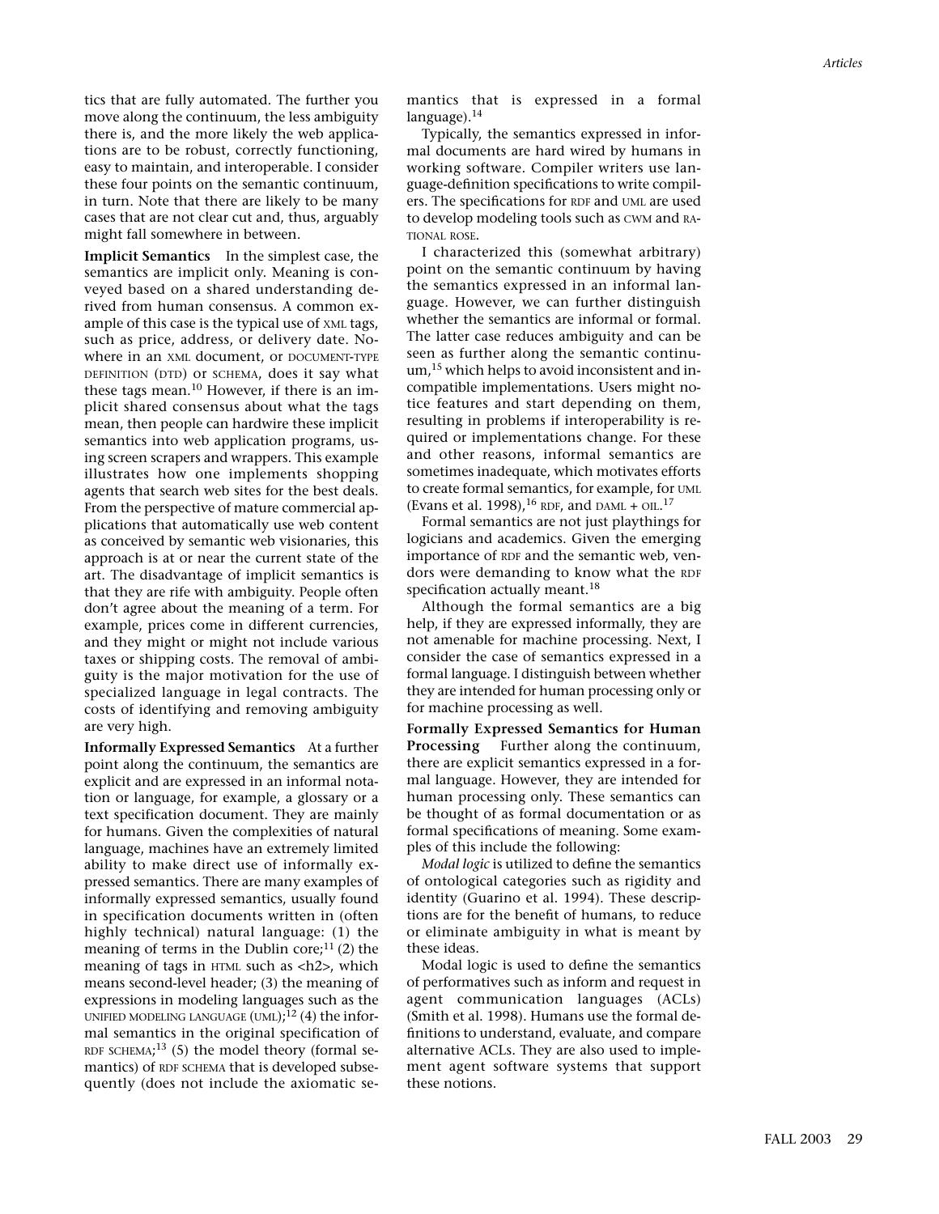tics that are fully automated. The further you move along the continuum, the less ambiguity there is, and the more likely the web applications are to be robust, correctly functioning, easy to maintain, and interoperable. I consider these four points on the semantic continuum, in turn. Note that there are likely to be many cases that are not clear cut and, thus, arguably might fall somewhere in between.

**Implicit Semantics** In the simplest case, the semantics are implicit only. Meaning is conveyed based on a shared understanding derived from human consensus. A common example of this case is the typical use of XML tags, such as price, address, or delivery date. Nowhere in an XML document, or DOCUMENT-TYPE DEFINITION (DTD) or SCHEMA, does it say what these tags mean.[10] However, if there is an implicit shared consensus about what the tags mean, then people can hardwire these implicit semantics into web application programs, using screen scrapers and wrappers. This example illustrates how one implements shopping agents that search web sites for the best deals. From the perspective of mature commercial applications that automatically use web content as conceived by semantic web visionaries, this approach is at or near the current state of the art. The disadvantage of implicit semantics is that they are rife with ambiguity. People often don't agree about the meaning of a term. For example, prices come in different currencies, and they might or might not include various taxes or shipping costs. The removal of ambiguity is the major motivation for the use of specialized language in legal contracts. The costs of identifying and removing ambiguity are very high.

**Informally Expressed Semantics** At a further point along the continuum, the semantics are explicit and are expressed in an informal notation or language, for example, a glossary or a text specification document. They are mainly for humans. Given the complexities of natural language, machines have an extremely limited ability to make direct use of informally expressed semantics. There are many examples of informally expressed semantics, usually found in specification documents written in (often highly technical) natural language: (1) the meaning of terms in the Dublin core;[11] (2) the meaning of tags in HTML such as <h2>, which means second-level header; (3) the meaning of expressions in modeling languages such as the UNIFIED MODELING LANGUAGE (UML);[12] (4) the informal semantics in the original specification of RDF SCHEMA;[13] (5) the model theory (formal semantics) of RDF SCHEMA that is developed subsequently (does not include the axiomatic semantics that is expressed in a formal language).[14]

Typically, the semantics expressed in informal documents are hard wired by humans in working software. Compiler writers use language-definition specifications to write compilers. The specifications for RDF and UML are used to develop modeling tools such as CWM and RATIONAL ROSE.

I characterized this (somewhat arbitrary) point on the semantic continuum by having the semantics expressed in an informal language. However, we can further distinguish whether the semantics are informal or formal. The latter case reduces ambiguity and can be seen as further along the semantic continuum,[15] which helps to avoid inconsistent and incompatible implementations. Users might notice features and start depending on them, resulting in problems if interoperability is required or implementations change. For these and other reasons, informal semantics are sometimes inadequate, which motivates efforts to create formal semantics, for example, for UML (Evans et al. 1998),[16] RDF, and DAML + OIL.[17]

Formal semantics are not just playthings for logicians and academics. Given the emerging importance of RDF and the semantic web, vendors were demanding to know what the RDF specification actually meant.[18]

Although the formal semantics are a big help, if they are expressed informally, they are not amenable for machine processing. Next, I consider the case of semantics expressed in a formal language. I distinguish between whether they are intended for human processing only or for machine processing as well.

**Formally Expressed Semantics for Human Processing** Further along the continuum, there are explicit semantics expressed in a formal language. However, they are intended for human processing only. These semantics can be thought of as formal documentation or as formal specifications of meaning. Some examples of this include the following:

*Modal logic* is utilized to define the semantics of ontological categories such as rigidity and identity (Guarino et al. 1994). These descriptions are for the benefit of humans, to reduce or eliminate ambiguity in what is meant by these ideas.

Modal logic is used to define the semantics of performatives such as inform and request in agent communication languages (ACLs) (Smith et al. 1998). Humans use the formal definitions to understand, evaluate, and compare alternative ACLs. They are also used to implement agent software systems that support these notions.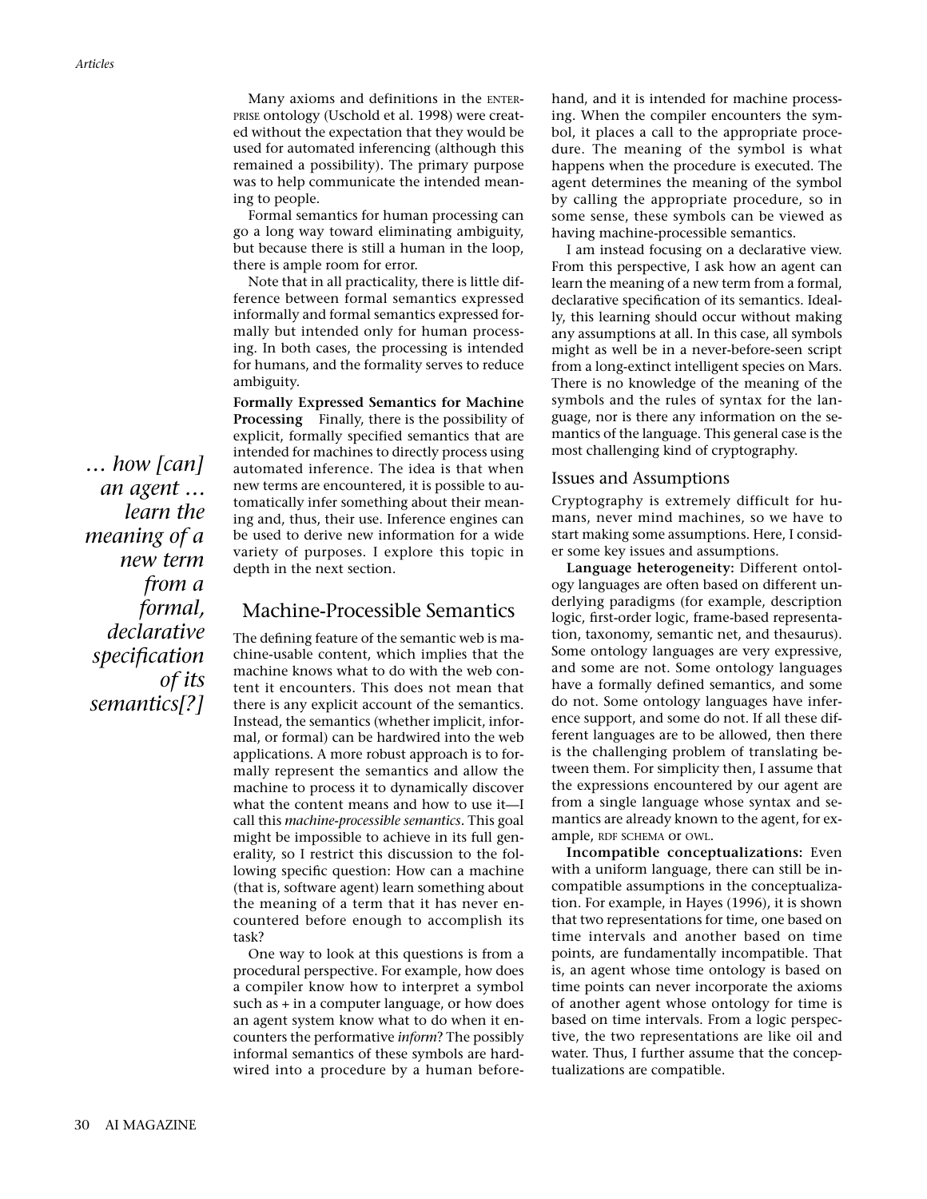Many axioms and definitions in the ENTERPRISE ontology (Uschold et al. 1998) were created without the expectation that they would be used for automated inferencing (although this remained a possibility). The primary purpose was to help communicate the intended meaning to people.

Formal semantics for human processing can go a long way toward eliminating ambiguity, but because there is still a human in the loop, there is ample room for error.

Note that in all practicality, there is little difference between formal semantics expressed informally and formal semantics expressed formally but intended only for human processing. In both cases, the processing is intended for humans, and the formality serves to reduce ambiguity.

**Formally Expressed Semantics for Machine Processing** Finally, there is the possibility of explicit, formally specified semantics that are intended for machines to directly process using automated inference. The idea is that when new terms are encountered, it is possible to automatically infer something about their meaning and, thus, their use. Inference engines can be used to derive new information for a wide variety of purposes. I explore this topic in depth in the next section.

*… how [can] an agent … learn the meaning of a new term from a formal, declarative specification of its semantics[?]*

## Machine-Processible Semantics

The defining feature of the semantic web is machine-usable content, which implies that the machine knows what to do with the web content it encounters. This does not mean that there is any explicit account of the semantics. Instead, the semantics (whether implicit, informal, or formal) can be hardwired into the web applications. A more robust approach is to formally represent the semantics and allow the machine to process it to dynamically discover what the content means and how to use it—I call this *machine-processible semantics*. This goal might be impossible to achieve in its full generality, so I restrict this discussion to the following specific question: How can a machine (that is, software agent) learn something about the meaning of a term that it has never encountered before enough to accomplish its task?

One way to look at this questions is from a procedural perspective. For example, how does a compiler know how to interpret a symbol such as + in a computer language, or how does an agent system know what to do when it encounters the performative *inform*? The possibly informal semantics of these symbols are hardwired into a procedure by a human beforehand, and it is intended for machine processing. When the compiler encounters the symbol, it places a call to the appropriate procedure. The meaning of the symbol is what happens when the procedure is executed. The agent determines the meaning of the symbol by calling the appropriate procedure, so in some sense, these symbols can be viewed as having machine-processible semantics.

I am instead focusing on a declarative view. From this perspective, I ask how an agent can learn the meaning of a new term from a formal, declarative specification of its semantics. Ideally, this learning should occur without making any assumptions at all. In this case, all symbols might as well be in a never-before-seen script from a long-extinct intelligent species on Mars. There is no knowledge of the meaning of the symbols and the rules of syntax for the language, nor is there any information on the semantics of the language. This general case is the most challenging kind of cryptography.

### Issues and Assumptions

Cryptography is extremely difficult for humans, never mind machines, so we have to start making some assumptions. Here, I consider some key issues and assumptions.

**Language heterogeneity:** Different ontology languages are often based on different underlying paradigms (for example, description logic, first-order logic, frame-based representation, taxonomy, semantic net, and thesaurus). Some ontology languages are very expressive, and some are not. Some ontology languages have a formally defined semantics, and some do not. Some ontology languages have inference support, and some do not. If all these different languages are to be allowed, then there is the challenging problem of translating between them. For simplicity then, I assume that the expressions encountered by our agent are from a single language whose syntax and semantics are already known to the agent, for example, RDF SCHEMA or OWL.

**Incompatible conceptualizations:** Even with a uniform language, there can still be incompatible assumptions in the conceptualization. For example, in Hayes (1996), it is shown that two representations for time, one based on time intervals and another based on time points, are fundamentally incompatible. That is, an agent whose time ontology is based on time points can never incorporate the axioms of another agent whose ontology for time is based on time intervals. From a logic perspective, the two representations are like oil and water. Thus, I further assume that the conceptualizations are compatible.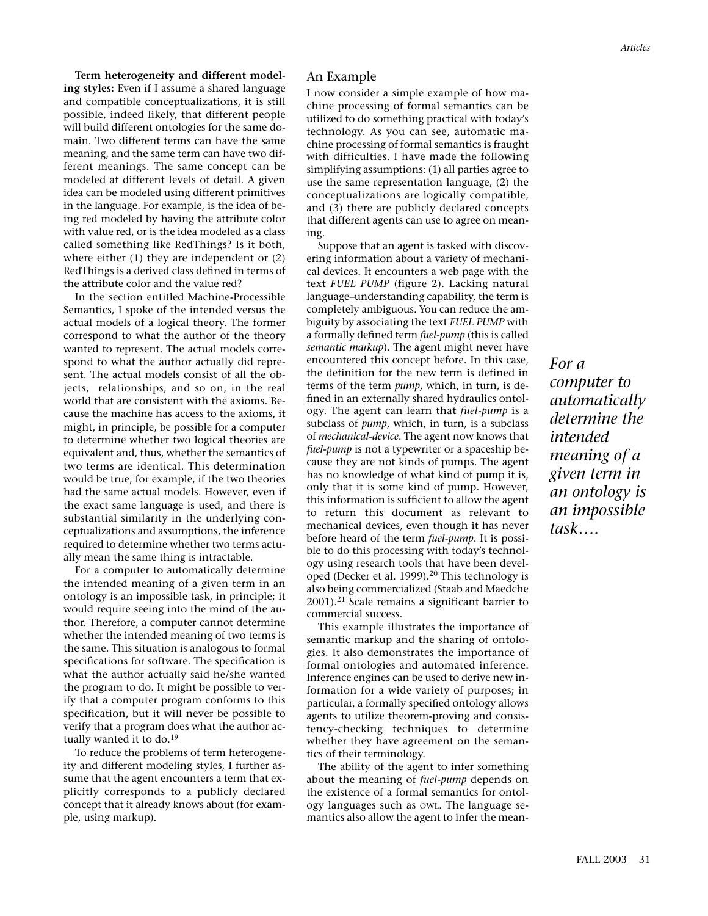**Term heterogeneity and different modeling styles:** Even if I assume a shared language and compatible conceptualizations, it is still possible, indeed likely, that different people will build different ontologies for the same domain. Two different terms can have the same meaning, and the same term can have two different meanings. The same concept can be modeled at different levels of detail. A given idea can be modeled using different primitives in the language. For example, is the idea of being red modeled by having the attribute color with value red, or is the idea modeled as a class called something like RedThings? Is it both, where either (1) they are independent or (2) RedThings is a derived class defined in terms of the attribute color and the value red?

In the section entitled Machine-Processible Semantics, I spoke of the intended versus the actual models of a logical theory. The former correspond to what the author of the theory wanted to represent. The actual models correspond to what the author actually did represent. The actual models consist of all the objects, relationships, and so on, in the real world that are consistent with the axioms. Because the machine has access to the axioms, it might, in principle, be possible for a computer to determine whether two logical theories are equivalent and, thus, whether the semantics of two terms are identical. This determination would be true, for example, if the two theories had the same actual models. However, even if the exact same language is used, and there is substantial similarity in the underlying conceptualizations and assumptions, the inference required to determine whether two terms actually mean the same thing is intractable.

For a computer to automatically determine the intended meaning of a given term in an ontology is an impossible task, in principle; it would require seeing into the mind of the author. Therefore, a computer cannot determine whether the intended meaning of two terms is the same. This situation is analogous to formal specifications for software. The specification is what the author actually said he/she wanted the program to do. It might be possible to verify that a computer program conforms to this specification, but it will never be possible to verify that a program does what the author actually wanted it to do.[19]

To reduce the problems of term heterogeneity and different modeling styles, I further assume that the agent encounters a term that explicitly corresponds to a publicly declared concept that it already knows about (for example, using markup).

## An Example

I now consider a simple example of how machine processing of formal semantics can be utilized to do something practical with today's technology. As you can see, automatic machine processing of formal semantics is fraught with difficulties. I have made the following simplifying assumptions: (1) all parties agree to use the same representation language, (2) the conceptualizations are logically compatible, and (3) there are publicly declared concepts that different agents can use to agree on meaning.

Suppose that an agent is tasked with discovering information about a variety of mechanical devices. It encounters a web page with the text *FUEL PUMP* (figure 2). Lacking natural language–understanding capability, the term is completely ambiguous. You can reduce the ambiguity by associating the text *FUEL PUMP* with a formally defined term *fuel-pump* (this is called *semantic markup*). The agent might never have encountered this concept before. In this case, the definition for the new term is defined in terms of the term *pump,* which, in turn, is defined in an externally shared hydraulics ontology. The agent can learn that *fuel-pump* is a subclass of *pump*, which, in turn, is a subclass of *mechanical-device*. The agent now knows that *fuel-pump* is not a typewriter or a spaceship because they are not kinds of pumps. The agent has no knowledge of what kind of pump it is, only that it is some kind of pump. However, this information is sufficient to allow the agent to return this document as relevant to mechanical devices, even though it has never before heard of the term *fuel-pump*. It is possible to do this processing with today's technology using research tools that have been developed (Decker et al. 1999).[20] This technology is also being commercialized (Staab and Maedche 2001).[21] Scale remains a significant barrier to commercial success.

This example illustrates the importance of semantic markup and the sharing of ontologies. It also demonstrates the importance of formal ontologies and automated inference. Inference engines can be used to derive new information for a wide variety of purposes; in particular, a formally specified ontology allows agents to utilize theorem-proving and consistency-checking techniques to determine whether they have agreement on the semantics of their terminology.

The ability of the agent to infer something about the meaning of *fuel-pump* depends on the existence of a formal semantics for ontology languages such as OWL. The language semantics also allow the agent to infer the mean-

*For a computer to automatically determine the intended meaning of a given term in an ontology is an impossible task….*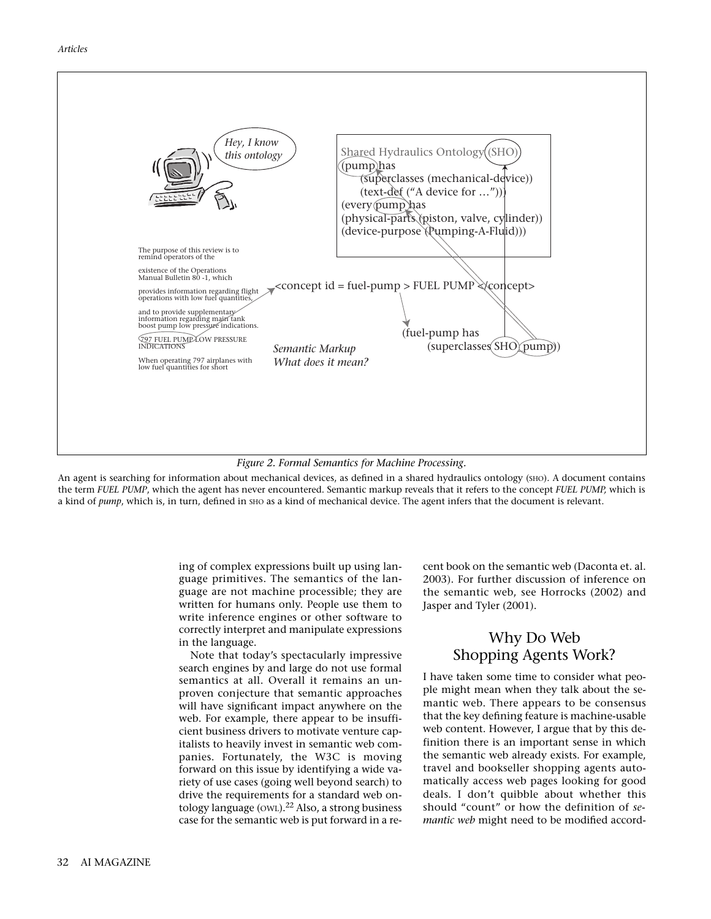*Figure 2. Formal Semantics for Machine Processing.*

An agent is searching for information about mechanical devices, as defined in a shared hydraulics ontology (SHO). A document contains the term *FUEL PUMP*, which the agent has never encountered. Semantic markup reveals that it refers to the concept *FUEL PUMP,* which is a kind of *pump*, which is, in turn, defined in SHO as a kind of mechanical device. The agent infers that the document is relevant.

ing of complex expressions built up using language primitives. The semantics of the language are not machine processible; they are written for humans only. People use them to write inference engines or other software to correctly interpret and manipulate expressions in the language.

Note that today's spectacularly impressive search engines by and large do not use formal semantics at all. Overall it remains an unproven conjecture that semantic approaches will have significant impact anywhere on the web. For example, there appear to be insufficient business drivers to motivate venture capitalists to heavily invest in semantic web companies. Fortunately, the W3C is moving forward on this issue by identifying a wide variety of use cases (going well beyond search) to drive the requirements for a standard web ontology language (OWL).[22] Also, a strong business case for the semantic web is put forward in a recent book on the semantic web (Daconta et. al. 2003). For further discussion of inference on the semantic web, see Horrocks (2002) and Jasper and Tyler (2001).

## Why Do Web Shopping Agents Work?

I have taken some time to consider what people might mean when they talk about the semantic web. There appears to be consensus that the key defining feature is machine-usable web content. However, I argue that by this definition there is an important sense in which the semantic web already exists. For example, travel and bookseller shopping agents automatically access web pages looking for good deals. I don't quibble about whether this should "count" or how the definition of *semantic web* might need to be modified accord-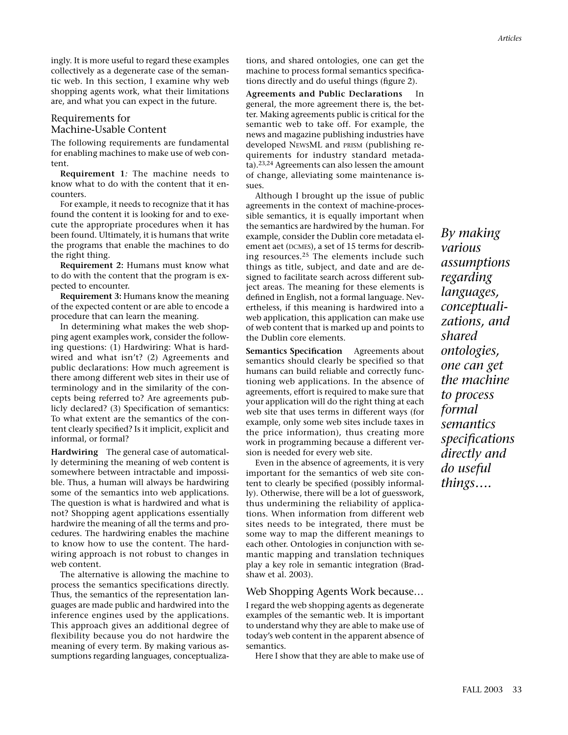ingly. It is more useful to regard these examples collectively as a degenerate case of the semantic web. In this section, I examine why web shopping agents work, what their limitations are, and what you can expect in the future.

## Requirements for Machine-Usable Content

The following requirements are fundamental for enabling machines to make use of web content.

**Requirement 1***:* The machine needs to know what to do with the content that it encounters.

For example, it needs to recognize that it has found the content it is looking for and to execute the appropriate procedures when it has been found. Ultimately, it is humans that write the programs that enable the machines to do the right thing.

**Requirement 2:** Humans must know what to do with the content that the program is expected to encounter.

**Requirement 3:** Humans know the meaning of the expected content or are able to encode a procedure that can learn the meaning.

In determining what makes the web shopping agent examples work, consider the following questions: (1) Hardwiring: What is hardwired and what isn't? (2) Agreements and public declarations: How much agreement is there among different web sites in their use of terminology and in the similarity of the concepts being referred to? Are agreements publicly declared? (3) Specification of semantics: To what extent are the semantics of the content clearly specified? Is it implicit, explicit and informal, or formal?

**Hardwiring** The general case of automatically determining the meaning of web content is somewhere between intractable and impossible. Thus, a human will always be hardwiring some of the semantics into web applications. The question is what is hardwired and what is not? Shopping agent applications essentially hardwire the meaning of all the terms and procedures. The hardwiring enables the machine to know how to use the content. The hardwiring approach is not robust to changes in web content.

The alternative is allowing the machine to process the semantics specifications directly. Thus, the semantics of the representation languages are made public and hardwired into the inference engines used by the applications. This approach gives an additional degree of flexibility because you do not hardwire the meaning of every term. By making various assumptions regarding languages, conceptualizations, and shared ontologies, one can get the machine to process formal semantics specifications directly and do useful things (figure 2).

**Agreements and Public Declarations** In general, the more agreement there is, the better. Making agreements public is critical for the semantic web to take off. For example, the news and magazine publishing industries have developed NEWSML and PRISM (publishing requirements for industry standard metadata).[23,24] Agreements can also lessen the amount of change, alleviating some maintenance issues.

Although I brought up the issue of public agreements in the context of machine-processible semantics, it is equally important when the semantics are hardwired by the human. For example, consider the Dublin core metadata element aet (DCMES), a set of 15 terms for describing resources.[25] The elements include such things as title, subject, and date and are designed to facilitate search across different subject areas. The meaning for these elements is defined in English, not a formal language. Nevertheless, if this meaning is hardwired into a web application, this application can make use of web content that is marked up and points to the Dublin core elements.

**Semantics Specification** Agreements about semantics should clearly be specified so that humans can build reliable and correctly functioning web applications. In the absence of agreements, effort is required to make sure that your application will do the right thing at each web site that uses terms in different ways (for example, only some web sites include taxes in the price information), thus creating more work in programming because a different version is needed for every web site.

Even in the absence of agreements, it is very important for the semantics of web site content to clearly be specified (possibly informally). Otherwise, there will be a lot of guesswork, thus undermining the reliability of applications. When information from different web sites needs to be integrated, there must be some way to map the different meanings to each other. Ontologies in conjunction with semantic mapping and translation techniques play a key role in semantic integration (Bradshaw et al. 2003).

*By making various assumptions regarding languages, conceptualizations, and shared ontologies, one can get the machine to process formal semantics specifications directly and do useful things….*

## Web Shopping Agents Work because…

I regard the web shopping agents as degenerate examples of the semantic web. It is important to understand why they are able to make use of today's web content in the apparent absence of semantics.

Here I show that they are able to make use of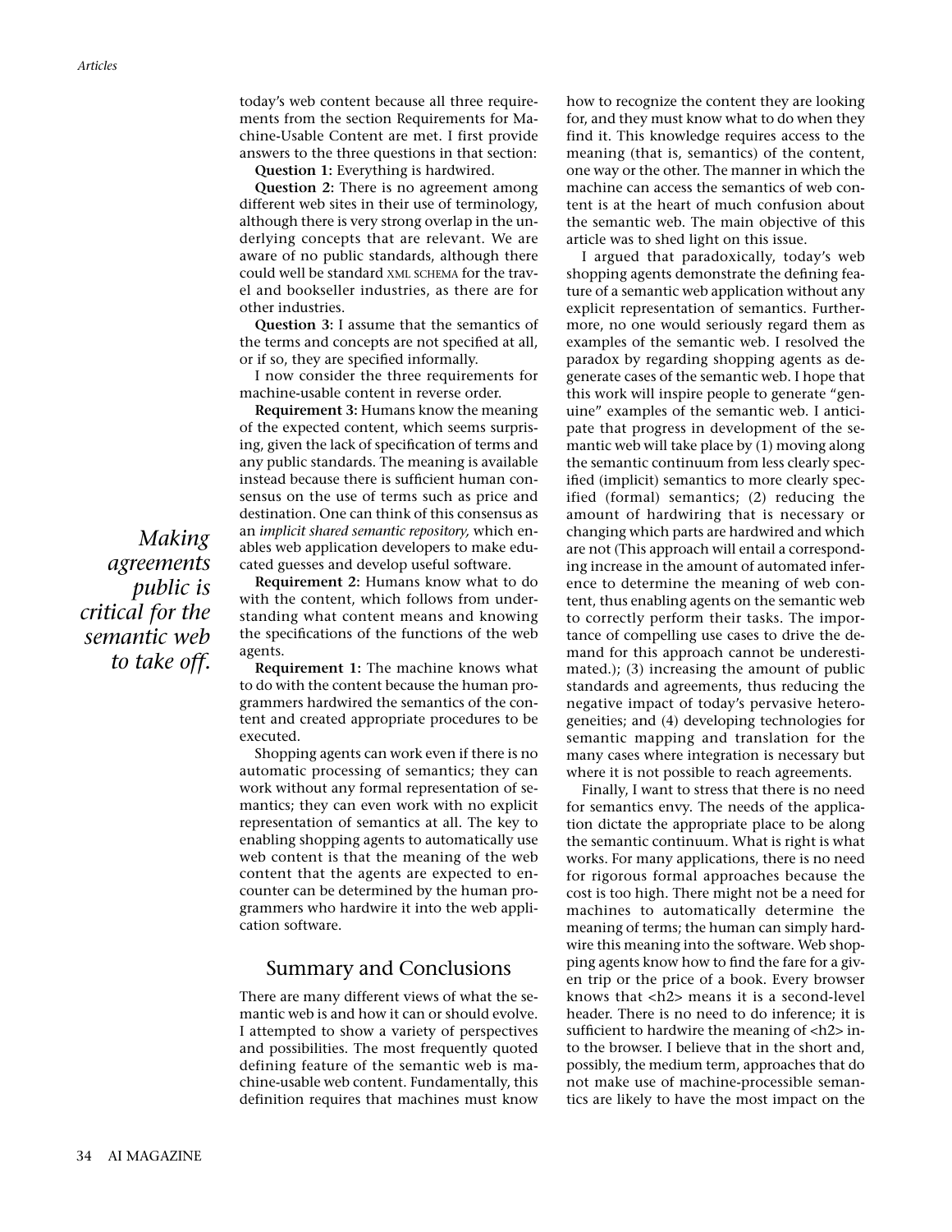today's web content because all three requirements from the section Requirements for Machine-Usable Content are met. I first provide answers to the three questions in that section:

**Question 1:** Everything is hardwired.

**Question 2:** There is no agreement among different web sites in their use of terminology, although there is very strong overlap in the underlying concepts that are relevant. We are aware of no public standards, although there could well be standard XML SCHEMA for the travel and bookseller industries, as there are for other industries.

**Question 3:** I assume that the semantics of the terms and concepts are not specified at all, or if so, they are specified informally.

I now consider the three requirements for machine-usable content in reverse order.

**Requirement 3:** Humans know the meaning of the expected content, which seems surprising, given the lack of specification of terms and any public standards. The meaning is available instead because there is sufficient human consensus on the use of terms such as price and destination. One can think of this consensus as an *implicit shared semantic repository,* which enables web application developers to make educated guesses and develop useful software.

*Making agreements public is critical for the semantic web to take off.*

**Requirement 2:** Humans know what to do with the content, which follows from understanding what content means and knowing the specifications of the functions of the web agents.

**Requirement 1:** The machine knows what to do with the content because the human programmers hardwired the semantics of the content and created appropriate procedures to be executed.

Shopping agents can work even if there is no automatic processing of semantics; they can work without any formal representation of semantics; they can even work with no explicit representation of semantics at all. The key to enabling shopping agents to automatically use web content is that the meaning of the web content that the agents are expected to encounter can be determined by the human programmers who hardwire it into the web application software.

## Summary and Conclusions

There are many different views of what the semantic web is and how it can or should evolve. I attempted to show a variety of perspectives and possibilities. The most frequently quoted defining feature of the semantic web is machine-usable web content. Fundamentally, this definition requires that machines must know how to recognize the content they are looking for, and they must know what to do when they find it. This knowledge requires access to the meaning (that is, semantics) of the content, one way or the other. The manner in which the machine can access the semantics of web content is at the heart of much confusion about the semantic web. The main objective of this article was to shed light on this issue.

I argued that paradoxically, today's web shopping agents demonstrate the defining feature of a semantic web application without any explicit representation of semantics. Furthermore, no one would seriously regard them as examples of the semantic web. I resolved the paradox by regarding shopping agents as degenerate cases of the semantic web. I hope that this work will inspire people to generate "genuine" examples of the semantic web. I anticipate that progress in development of the semantic web will take place by (1) moving along the semantic continuum from less clearly specified (implicit) semantics to more clearly specified (formal) semantics; (2) reducing the amount of hardwiring that is necessary or changing which parts are hardwired and which are not (This approach will entail a corresponding increase in the amount of automated inference to determine the meaning of web content, thus enabling agents on the semantic web to correctly perform their tasks. The importance of compelling use cases to drive the demand for this approach cannot be underestimated.); (3) increasing the amount of public standards and agreements, thus reducing the negative impact of today's pervasive heterogeneities; and (4) developing technologies for semantic mapping and translation for the many cases where integration is necessary but where it is not possible to reach agreements.

Finally, I want to stress that there is no need for semantics envy. The needs of the application dictate the appropriate place to be along the semantic continuum. What is right is what works. For many applications, there is no need for rigorous formal approaches because the cost is too high. There might not be a need for machines to automatically determine the meaning of terms; the human can simply hardwire this meaning into the software. Web shopping agents know how to find the fare for a given trip or the price of a book. Every browser knows that <h2> means it is a second-level header. There is no need to do inference; it is sufficient to hardwire the meaning of <h2> into the browser. I believe that in the short and, possibly, the medium term, approaches that do not make use of machine-processible semantics are likely to have the most impact on the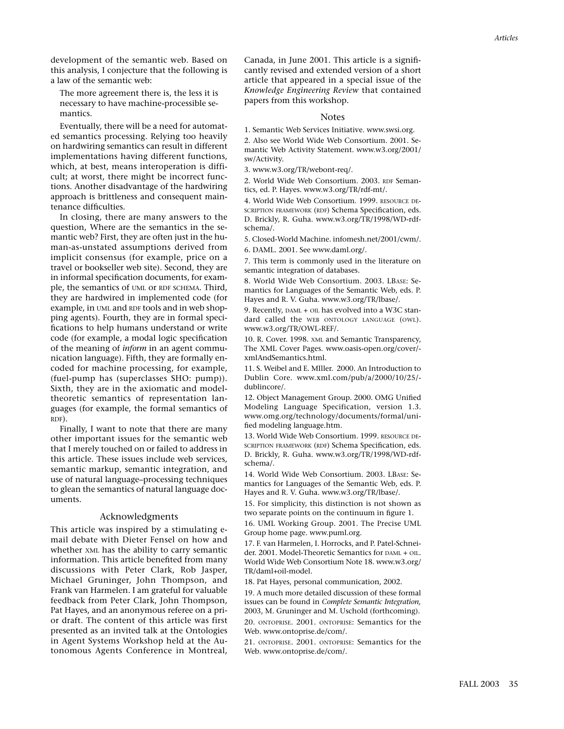development of the semantic web. Based on this analysis, I conjecture that the following is a law of the semantic web:

> The more agreement there is, the less it is necessary to have machine-processible semantics.

Eventually, there will be a need for automated semantics processing. Relying too heavily on hardwiring semantics can result in different implementations having different functions, which, at best, means interoperation is difficult; at worst, there might be incorrect functions. Another disadvantage of the hardwiring approach is brittleness and consequent maintenance difficulties.

In closing, there are many answers to the question, Where are the semantics in the semantic web? First, they are often just in the human-as-unstated assumptions derived from implicit consensus (for example, price on a travel or bookseller web site). Second, they are in informal specification documents, for example, the semantics of UML or RDF SCHEMA. Third, they are hardwired in implemented code (for example, in UML and RDF tools and in web shopping agents). Fourth, they are in formal specifications to help humans understand or write code (for example, a modal logic specification of the meaning of *inform* in an agent communication language). Fifth, they are formally encoded for machine processing, for example, (fuel-pump has (superclasses SHO: pump)). Sixth, they are in the axiomatic and model-theoretic semantics of representation languages (for example, the formal semantics of RDF).

Finally, I want to note that there are many other important issues for the semantic web that I merely touched on or failed to address in this article. These issues include web services, semantic markup, semantic integration, and use of natural language–processing techniques to glean the semantics of natural language documents.

## Acknowledgments

This article was inspired by a stimulating e-mail debate with Dieter Fensel on how and whether XML has the ability to carry semantic information. This article benefited from many discussions with Peter Clark, Rob Jasper, Michael Gruninger, John Thompson, and Frank van Harmelen. I am grateful for valuable feedback from Peter Clark, John Thompson, Pat Hayes, and an anonymous referee on a prior draft. The content of this article was first presented as an invited talk at the Ontologies in Agent Systems Workshop held at the Autonomous Agents Conference in Montreal, Canada, in June 2001. This article is a significantly revised and extended version of a short article that appeared in a special issue of the *Knowledge Engineering Review* that contained papers from this workshop.

## Notes

1. Semantic Web Services Initiative. www.swsi.org.

2. Also see World Wide Web Consortium. 2001. Semantic Web Activity Statement. www.w3.org/2001/sw/Activity.

3. www.w3.org/TR/webont-req/.

2. World Wide Web Consortium. 2003. RDF Semantics, ed. P. Hayes. www.w3.org/TR/rdf-mt/.

4. World Wide Web Consortium. 1999. RESOURCE DESCRIPTION FRAMEWORK (RDF) Schema Specification, eds. D. Brickly, R. Guha. www.w3.org/TR/1998/WD-rdf-schema/.

5. Closed-World Machine. infomesh.net/2001/cwm/.

6. DAML. 2001. See www.daml.org/.

7. This term is commonly used in the literature on semantic integration of databases.

8. World Wide Web Consortium. 2003. LBASE: Semantics for Languages of the Semantic Web, eds. P. Hayes and R. V. Guha. www.w3.org/TR/lbase/.

9. Recently, DAML + OIL has evolved into a W3C standard called the WEB ONTOLOGY LANGUAGE (OWL). www.w3.org/TR/OWL-REF/.

10. R. Cover. 1998. XML and Semantic Transparency, The XML Cover Pages. www.oasis-open.org/cover/-xmlAndSemantics.html.

11. S. Weibel and E. MIller. 2000. An Introduction to Dublin Core. www.xml.com/pub/a/2000/10/25/-dublincore/.

12. Object Management Group. 2000. OMG Unified Modeling Language Specification, version 1.3. www.omg.org/technology/documents/formal/unified modeling language.htm.

13. World Wide Web Consortium. 1999. RESOURCE DESCRIPTION FRAMEWORK (RDF) Schema Specification, eds. D. Brickly, R. Guha. www.w3.org/TR/1998/WD-rdf-schema/.

14. World Wide Web Consortium. 2003. LBASE: Semantics for Languages of the Semantic Web, eds. P. Hayes and R. V. Guha. www.w3.org/TR/lbase/.

15. For simplicity, this distinction is not shown as two separate points on the continuum in figure 1.

16. UML Working Group. 2001. The Precise UML Group home page. www.puml.org.

17. F. van Harmelen, I. Horrocks, and P. Patel-Schneider. 2001. Model-Theoretic Semantics for DAML + OIL. World Wide Web Consortium Note 18. www.w3.org/TR/daml+oil-model.

18. Pat Hayes, personal communication, 2002.

19. A much more detailed discussion of these formal issues can be found in *Complete Semantic Integration,* 2003, M. Gruninger and M. Uschold (forthcoming).

20. ONTOPRISE. 2001. ONTOPRISE: Semantics for the Web. www.ontoprise.de/com/.

21. ONTOPRISE. 2001. ONTOPRISE: Semantics for the Web. www.ontoprise.de/com/.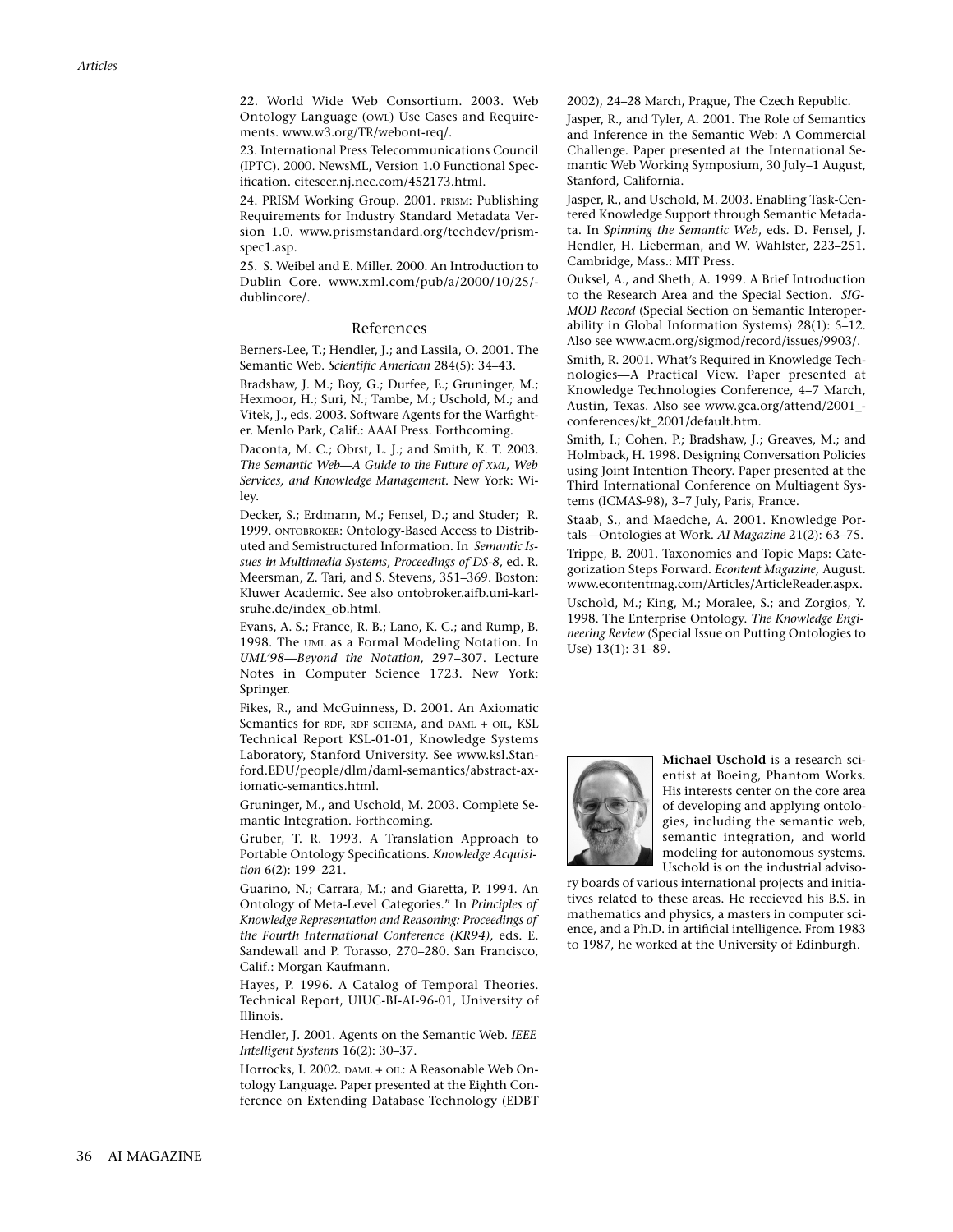22. World Wide Web Consortium. 2003. Web Ontology Language (OWL) Use Cases and Requirements. www.w3.org/TR/webont-req/.

23. International Press Telecommunications Council (IPTC). 2000. NewsML, Version 1.0 Functional Specification. citeseer.nj.nec.com/452173.html.

24. PRISM Working Group. 2001. PRISM: Publishing Requirements for Industry Standard Metadata Version 1.0. www.prismstandard.org/techdev/prismspec1.asp.

25. S. Weibel and E. Miller. 2000. An Introduction to Dublin Core. www.xml.com/pub/a/2000/10/25/-dublincore/.

## References

Berners-Lee, T.; Hendler, J.; and Lassila, O. 2001. The Semantic Web. *Scientific American* 284(5): 34–43.

Bradshaw, J. M.; Boy, G.; Durfee, E.; Gruninger, M.; Hexmoor, H.; Suri, N.; Tambe, M.; Uschold, M.; and Vitek, J., eds. 2003. Software Agents for the Warfighter. Menlo Park, Calif.: AAAI Press. Forthcoming.

Daconta, M. C.; Obrst, L. J.; and Smith, K. T. 2003. *The Semantic Web—A Guide to the Future of XML, Web Services, and Knowledge Management.* New York: Wiley.

Decker, S.; Erdmann, M.; Fensel, D.; and Studer; R. 1999. ONTOBROKER: Ontology-Based Access to Distributed and Semistructured Information. In *Semantic Issues in Multimedia Systems, Proceedings of DS-8,* ed. R. Meersman, Z. Tari, and S. Stevens, 351–369. Boston: Kluwer Academic. See also ontobroker.aifb.uni-karlsruhe.de/index_ob.html.

Evans, A. S.; France, R. B.; Lano, K. C.; and Rump, B. 1998. The UML as a Formal Modeling Notation. In *UML'98—Beyond the Notation,* 297–307. Lecture Notes in Computer Science 1723. New York: Springer.

Fikes, R., and McGuinness, D. 2001. An Axiomatic Semantics for RDF, RDF SCHEMA, and DAML + OIL, KSL Technical Report KSL-01-01, Knowledge Systems Laboratory, Stanford University. See www.ksl.Stanford.EDU/people/dlm/daml-semantics/abstract-axiomatic-semantics.html.

Gruninger, M., and Uschold, M. 2003. Complete Semantic Integration. Forthcoming.

Gruber, T. R. 1993. A Translation Approach to Portable Ontology Specifications. *Knowledge Acquisition* 6(2): 199–221.

Guarino, N.; Carrara, M.; and Giaretta, P. 1994. An Ontology of Meta-Level Categories." In *Principles of Knowledge Representation and Reasoning: Proceedings of the Fourth International Conference (KR94),* eds. E. Sandewall and P. Torasso, 270–280. San Francisco, Calif.: Morgan Kaufmann.

Hayes, P. 1996. A Catalog of Temporal Theories. Technical Report, UIUC-BI-AI-96-01, University of Illinois.

Hendler, J. 2001. Agents on the Semantic Web. *IEEE Intelligent Systems* 16(2): 30–37.

Horrocks, I. 2002. DAML + OIL: A Reasonable Web Ontology Language. Paper presented at the Eighth Conference on Extending Database Technology (EDBT 2002), 24–28 March, Prague, The Czech Republic.

Jasper, R., and Tyler, A. 2001. The Role of Semantics and Inference in the Semantic Web: A Commercial Challenge. Paper presented at the International Semantic Web Working Symposium, 30 July–1 August, Stanford, California.

Jasper, R., and Uschold, M. 2003. Enabling Task-Centered Knowledge Support through Semantic Metadata. In *Spinning the Semantic Web*, eds. D. Fensel, J. Hendler, H. Lieberman, and W. Wahlster, 223–251. Cambridge, Mass.: MIT Press.

Ouksel, A., and Sheth, A. 1999. A Brief Introduction to the Research Area and the Special Section. *SIGMOD Record* (Special Section on Semantic Interoperability in Global Information Systems) 28(1): 5–12. Also see www.acm.org/sigmod/record/issues/9903/.

Smith, R. 2001. What's Required in Knowledge Technologies—A Practical View. Paper presented at Knowledge Technologies Conference, 4–7 March, Austin, Texas. Also see www.gca.org/attend/2001_-conferences/kt_2001/default.htm.

Smith, I.; Cohen, P.; Bradshaw, J.; Greaves, M.; and Holmback, H. 1998. Designing Conversation Policies using Joint Intention Theory. Paper presented at the Third International Conference on Multiagent Systems (ICMAS-98), 3–7 July, Paris, France.

Staab, S., and Maedche, A. 2001. Knowledge Portals—Ontologies at Work. *AI Magazine* 21(2): 63–75.

Trippe, B. 2001. Taxonomies and Topic Maps: Categorization Steps Forward. *Econtent Magazine,* August. www.econtentmag.com/Articles/ArticleReader.aspx.

Uschold, M.; King, M.; Moralee, S.; and Zorgios, Y. 1998. The Enterprise Ontology. *The Knowledge Engineering Review* (Special Issue on Putting Ontologies to Use) 13(1): 31–89.

**Michael Uschold** is a research scientist at Boeing, Phantom Works. His interests center on the core area of developing and applying ontologies, including the semantic web, semantic integration, and world modeling for autonomous systems. Uschold is on the industrial advisory boards of various international projects and initiatives related to these areas. He receieved his B.S. in mathematics and physics, a masters in computer science, and a Ph.D. in artificial intelligence. From 1983 to 1987, he worked at the University of Edinburgh.